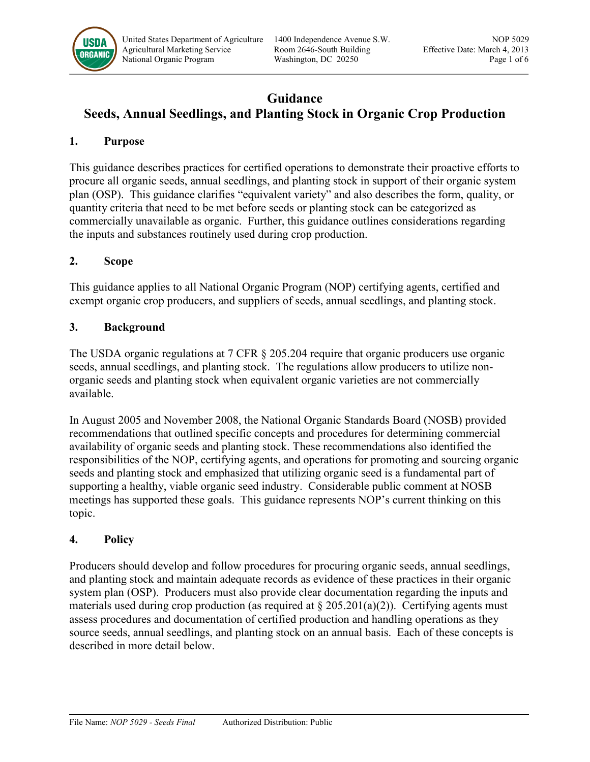# Guidance
# Seeds, Annual Seedlings, and Planting Stock in Organic Crop Production

## 1. Purpose

This guidance describes practices for certified operations to demonstrate their proactive efforts to procure all organic seeds, annual seedlings, and planting stock in support of their organic system plan (OSP). This guidance clarifies "equivalent variety" and also describes the form, quality, or quantity criteria that need to be met before seeds or planting stock can be categorized as commercially unavailable as organic. Further, this guidance outlines considerations regarding the inputs and substances routinely used during crop production.

## 2. Scope

This guidance applies to all National Organic Program (NOP) certifying agents, certified and exempt organic crop producers, and suppliers of seeds, annual seedlings, and planting stock.

## 3. Background

The USDA organic regulations at 7 CFR § 205.204 require that organic producers use organic seeds, annual seedlings, and planting stock. The regulations allow producers to utilize non-organic seeds and planting stock when equivalent organic varieties are not commercially available.

In August 2005 and November 2008, the National Organic Standards Board (NOSB) provided recommendations that outlined specific concepts and procedures for determining commercial availability of organic seeds and planting stock. These recommendations also identified the responsibilities of the NOP, certifying agents, and operations for promoting and sourcing organic seeds and planting stock and emphasized that utilizing organic seed is a fundamental part of supporting a healthy, viable organic seed industry. Considerable public comment at NOSB meetings has supported these goals. This guidance represents NOP's current thinking on this topic.

## 4. Policy

Producers should develop and follow procedures for procuring organic seeds, annual seedlings, and planting stock and maintain adequate records as evidence of these practices in their organic system plan (OSP). Producers must also provide clear documentation regarding the inputs and materials used during crop production (as required at § 205.201(a)(2)). Certifying agents must assess procedures and documentation of certified production and handling operations as they source seeds, annual seedlings, and planting stock on an annual basis. Each of these concepts is described in more detail below.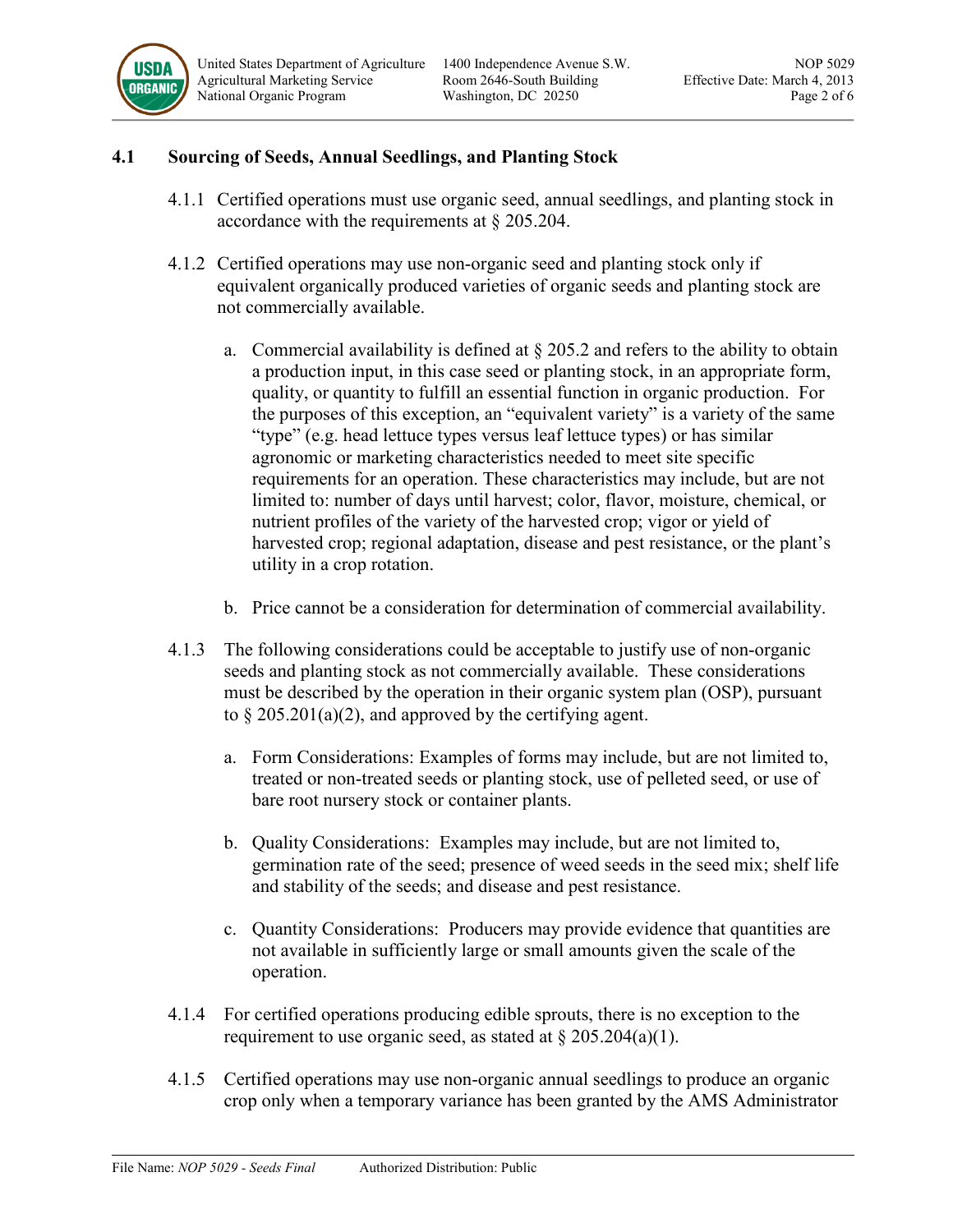## 4.1 Sourcing of Seeds, Annual Seedlings, and Planting Stock

4.1.1 Certified operations must use organic seed, annual seedlings, and planting stock in accordance with the requirements at § 205.204.

4.1.2 Certified operations may use non-organic seed and planting stock only if equivalent organically produced varieties of organic seeds and planting stock are not commercially available.

a. Commercial availability is defined at § 205.2 and refers to the ability to obtain a production input, in this case seed or planting stock, in an appropriate form, quality, or quantity to fulfill an essential function in organic production. For the purposes of this exception, an "equivalent variety" is a variety of the same "type" (e.g. head lettuce types versus leaf lettuce types) or has similar agronomic or marketing characteristics needed to meet site specific requirements for an operation. These characteristics may include, but are not limited to: number of days until harvest; color, flavor, moisture, chemical, or nutrient profiles of the variety of the harvested crop; vigor or yield of harvested crop; regional adaptation, disease and pest resistance, or the plant's utility in a crop rotation.

b. Price cannot be a consideration for determination of commercial availability.

4.1.3 The following considerations could be acceptable to justify use of non-organic seeds and planting stock as not commercially available. These considerations must be described by the operation in their organic system plan (OSP), pursuant to § 205.201(a)(2), and approved by the certifying agent.

a. Form Considerations: Examples of forms may include, but are not limited to, treated or non-treated seeds or planting stock, use of pelleted seed, or use of bare root nursery stock or container plants.

b. Quality Considerations: Examples may include, but are not limited to, germination rate of the seed; presence of weed seeds in the seed mix; shelf life and stability of the seeds; and disease and pest resistance.

c. Quantity Considerations: Producers may provide evidence that quantities are not available in sufficiently large or small amounts given the scale of the operation.

4.1.4 For certified operations producing edible sprouts, there is no exception to the requirement to use organic seed, as stated at § 205.204(a)(1).

4.1.5 Certified operations may use non-organic annual seedlings to produce an organic crop only when a temporary variance has been granted by the AMS Administrator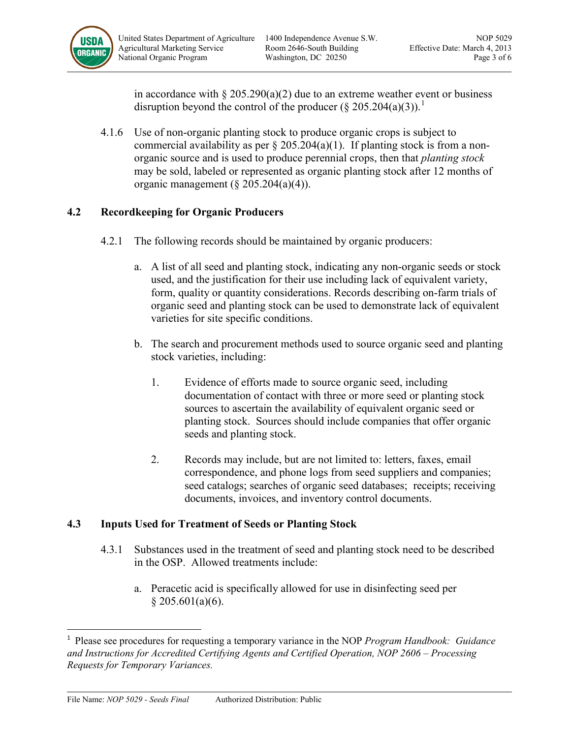in accordance with § 205.290(a)(2) due to an extreme weather event or business disruption beyond the control of the producer (§ 205.204(a)(3)).[1]

4.1.6 Use of non-organic planting stock to produce organic crops is subject to commercial availability as per § 205.204(a)(1). If planting stock is from a non-organic source and is used to produce perennial crops, then that *planting stock* may be sold, labeled or represented as organic planting stock after 12 months of organic management (§ 205.204(a)(4)).

## 4.2 Recordkeeping for Organic Producers

4.2.1 The following records should be maintained by organic producers:

a. A list of all seed and planting stock, indicating any non-organic seeds or stock used, and the justification for their use including lack of equivalent variety, form, quality or quantity considerations. Records describing on-farm trials of organic seed and planting stock can be used to demonstrate lack of equivalent varieties for site specific conditions.

b. The search and procurement methods used to source organic seed and planting stock varieties, including:

1. Evidence of efforts made to source organic seed, including documentation of contact with three or more seed or planting stock sources to ascertain the availability of equivalent organic seed or planting stock. Sources should include companies that offer organic seeds and planting stock.

2. Records may include, but are not limited to: letters, faxes, email correspondence, and phone logs from seed suppliers and companies; seed catalogs; searches of organic seed databases; receipts; receiving documents, invoices, and inventory control documents.

## 4.3 Inputs Used for Treatment of Seeds or Planting Stock

4.3.1 Substances used in the treatment of seed and planting stock need to be described in the OSP. Allowed treatments include:

a. Peracetic acid is specifically allowed for use in disinfecting seed per § 205.601(a)(6).

---

[1] Please see procedures for requesting a temporary variance in the NOP *Program Handbook: Guidance and Instructions for Accredited Certifying Agents and Certified Operation, NOP 2606 – Processing Requests for Temporary Variances.*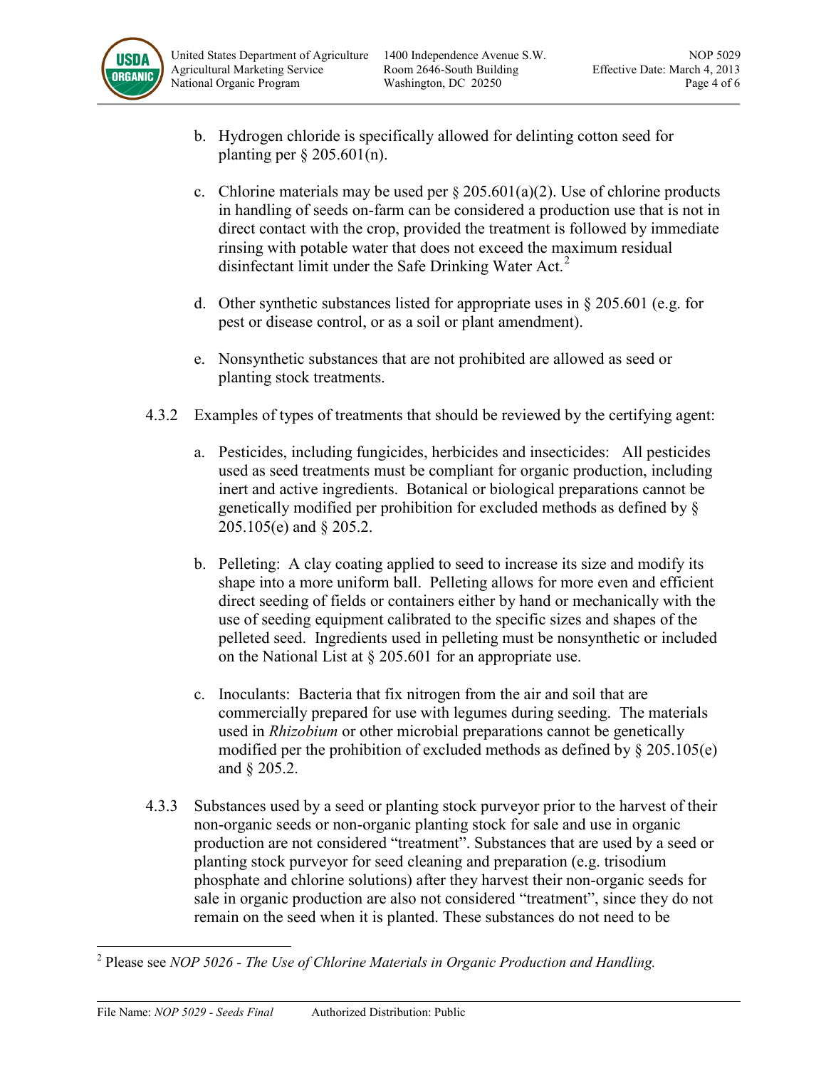b. Hydrogen chloride is specifically allowed for delinting cotton seed for planting per § 205.601(n).

c. Chlorine materials may be used per § 205.601(a)(2). Use of chlorine products in handling of seeds on-farm can be considered a production use that is not in direct contact with the crop, provided the treatment is followed by immediate rinsing with potable water that does not exceed the maximum residual disinfectant limit under the Safe Drinking Water Act.[2]

d. Other synthetic substances listed for appropriate uses in § 205.601 (e.g. for pest or disease control, or as a soil or plant amendment).

e. Nonsynthetic substances that are not prohibited are allowed as seed or planting stock treatments.

4.3.2 Examples of types of treatments that should be reviewed by the certifying agent:

a. Pesticides, including fungicides, herbicides and insecticides: All pesticides used as seed treatments must be compliant for organic production, including inert and active ingredients. Botanical or biological preparations cannot be genetically modified per prohibition for excluded methods as defined by § 205.105(e) and § 205.2.

b. Pelleting: A clay coating applied to seed to increase its size and modify its shape into a more uniform ball. Pelleting allows for more even and efficient direct seeding of fields or containers either by hand or mechanically with the use of seeding equipment calibrated to the specific sizes and shapes of the pelleted seed. Ingredients used in pelleting must be nonsynthetic or included on the National List at § 205.601 for an appropriate use.

c. Inoculants: Bacteria that fix nitrogen from the air and soil that are commercially prepared for use with legumes during seeding. The materials used in *Rhizobium* or other microbial preparations cannot be genetically modified per the prohibition of excluded methods as defined by § 205.105(e) and § 205.2.

4.3.3 Substances used by a seed or planting stock purveyor prior to the harvest of their non-organic seeds or non-organic planting stock for sale and use in organic production are not considered "treatment". Substances that are used by a seed or planting stock purveyor for seed cleaning and preparation (e.g. trisodium phosphate and chlorine solutions) after they harvest their non-organic seeds for sale in organic production are also not considered "treatment", since they do not remain on the seed when it is planted. These substances do not need to be

---

[2] Please see *NOP 5026 - The Use of Chlorine Materials in Organic Production and Handling.*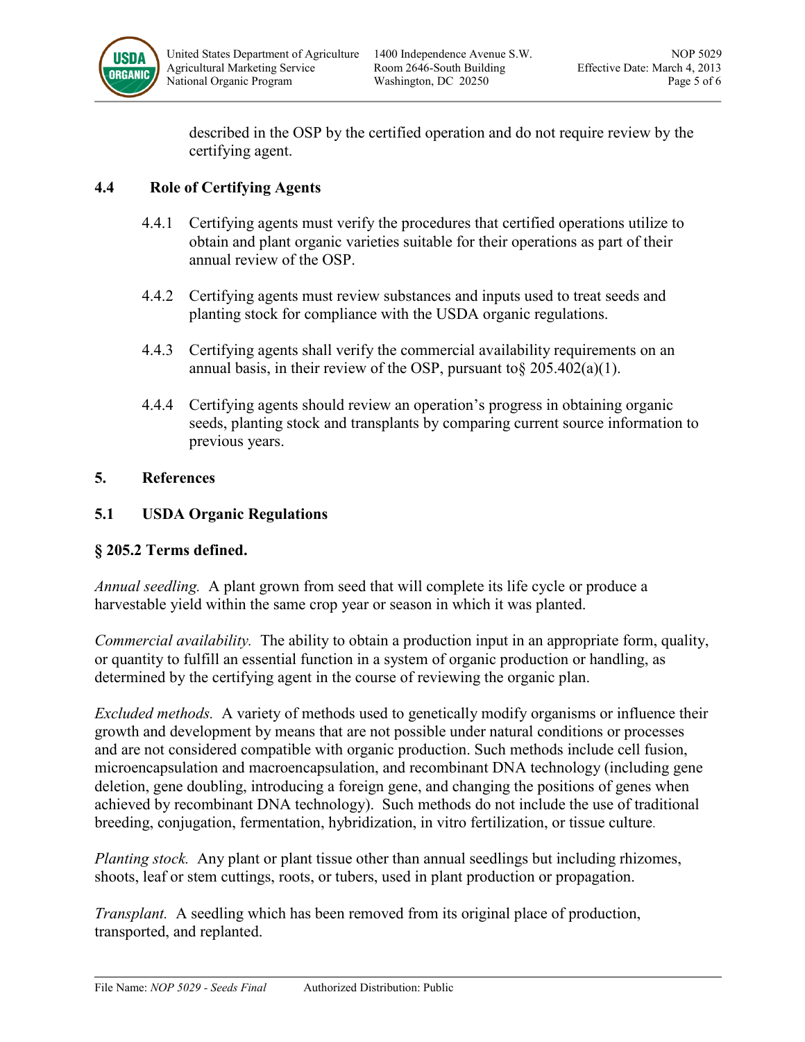described in the OSP by the certified operation and do not require review by the certifying agent.

## 4.4 Role of Certifying Agents

4.4.1 Certifying agents must verify the procedures that certified operations utilize to obtain and plant organic varieties suitable for their operations as part of their annual review of the OSP.

4.4.2 Certifying agents must review substances and inputs used to treat seeds and planting stock for compliance with the USDA organic regulations.

4.4.3 Certifying agents shall verify the commercial availability requirements on an annual basis, in their review of the OSP, pursuant to§ 205.402(a)(1).

4.4.4 Certifying agents should review an operation's progress in obtaining organic seeds, planting stock and transplants by comparing current source information to previous years.

# 5. References

## 5.1 USDA Organic Regulations

### § 205.2 Terms defined.

*Annual seedling.* A plant grown from seed that will complete its life cycle or produce a harvestable yield within the same crop year or season in which it was planted.

*Commercial availability.* The ability to obtain a production input in an appropriate form, quality, or quantity to fulfill an essential function in a system of organic production or handling, as determined by the certifying agent in the course of reviewing the organic plan.

*Excluded methods.* A variety of methods used to genetically modify organisms or influence their growth and development by means that are not possible under natural conditions or processes and are not considered compatible with organic production. Such methods include cell fusion, microencapsulation and macroencapsulation, and recombinant DNA technology (including gene deletion, gene doubling, introducing a foreign gene, and changing the positions of genes when achieved by recombinant DNA technology). Such methods do not include the use of traditional breeding, conjugation, fermentation, hybridization, in vitro fertilization, or tissue culture.

*Planting stock.* Any plant or plant tissue other than annual seedlings but including rhizomes, shoots, leaf or stem cuttings, roots, or tubers, used in plant production or propagation.

*Transplant.* A seedling which has been removed from its original place of production, transported, and replanted.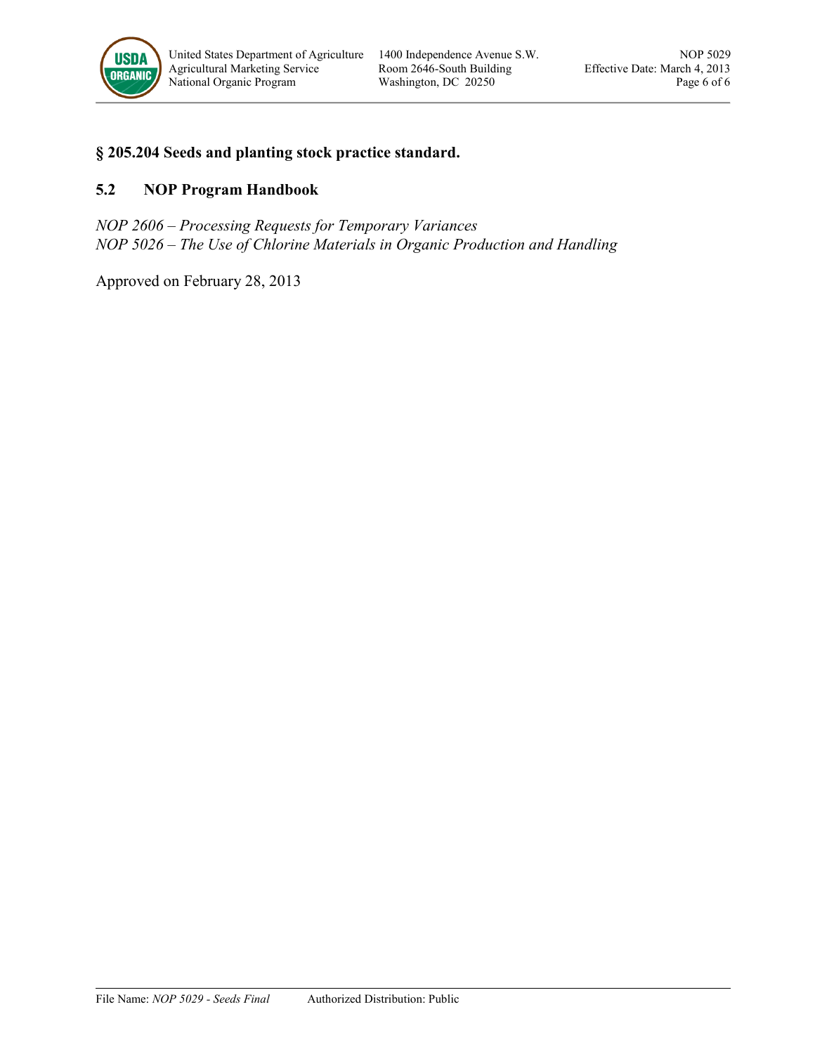**§ 205.204 Seeds and planting stock practice standard.**

## 5.2 NOP Program Handbook

*NOP 2606 – Processing Requests for Temporary Variances*
*NOP 5026 – The Use of Chlorine Materials in Organic Production and Handling*

Approved on February 28, 2013